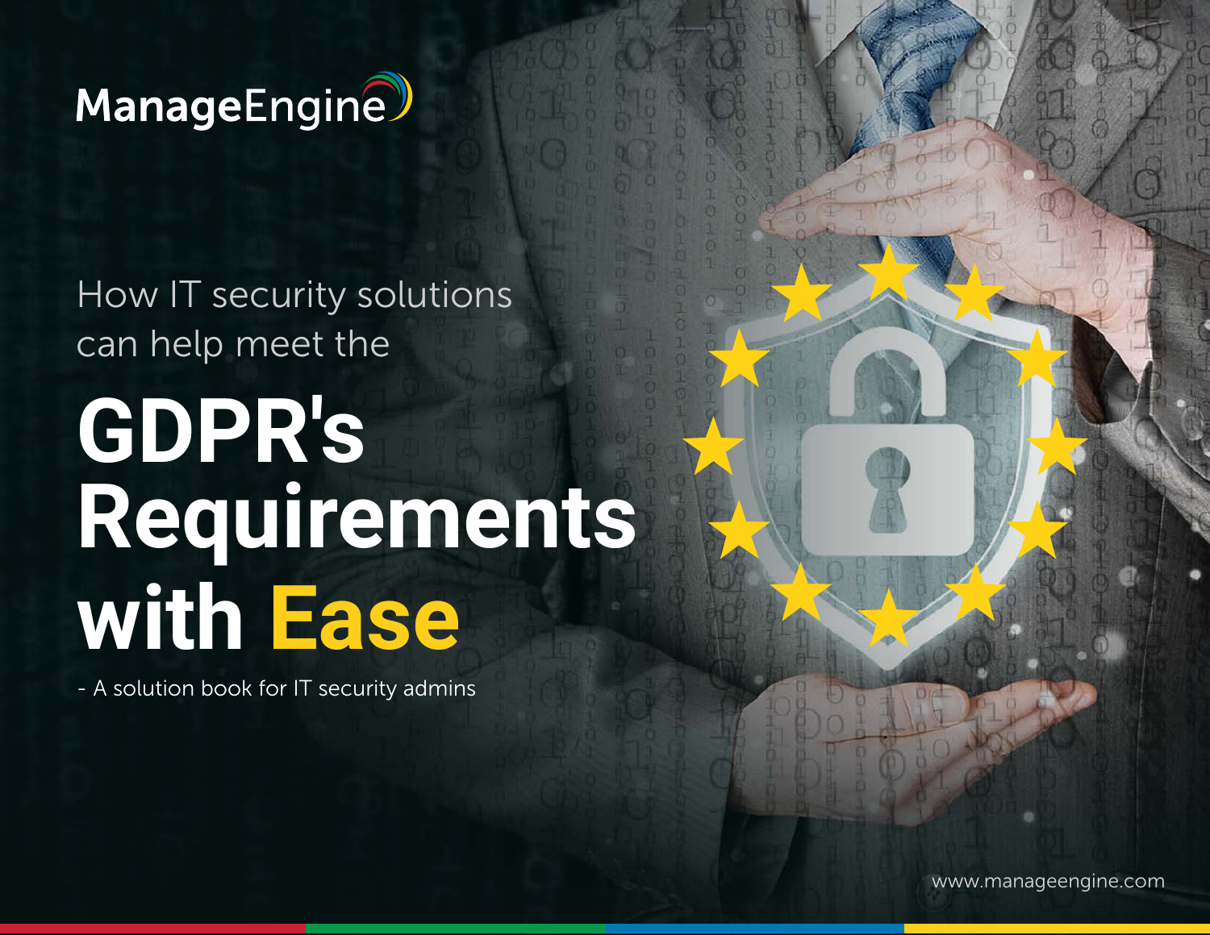ManageEngine

How IT security solutions can help meet the

# GDPR's Requirements with Ease

- A solution book for IT security admins

www.manageengine.com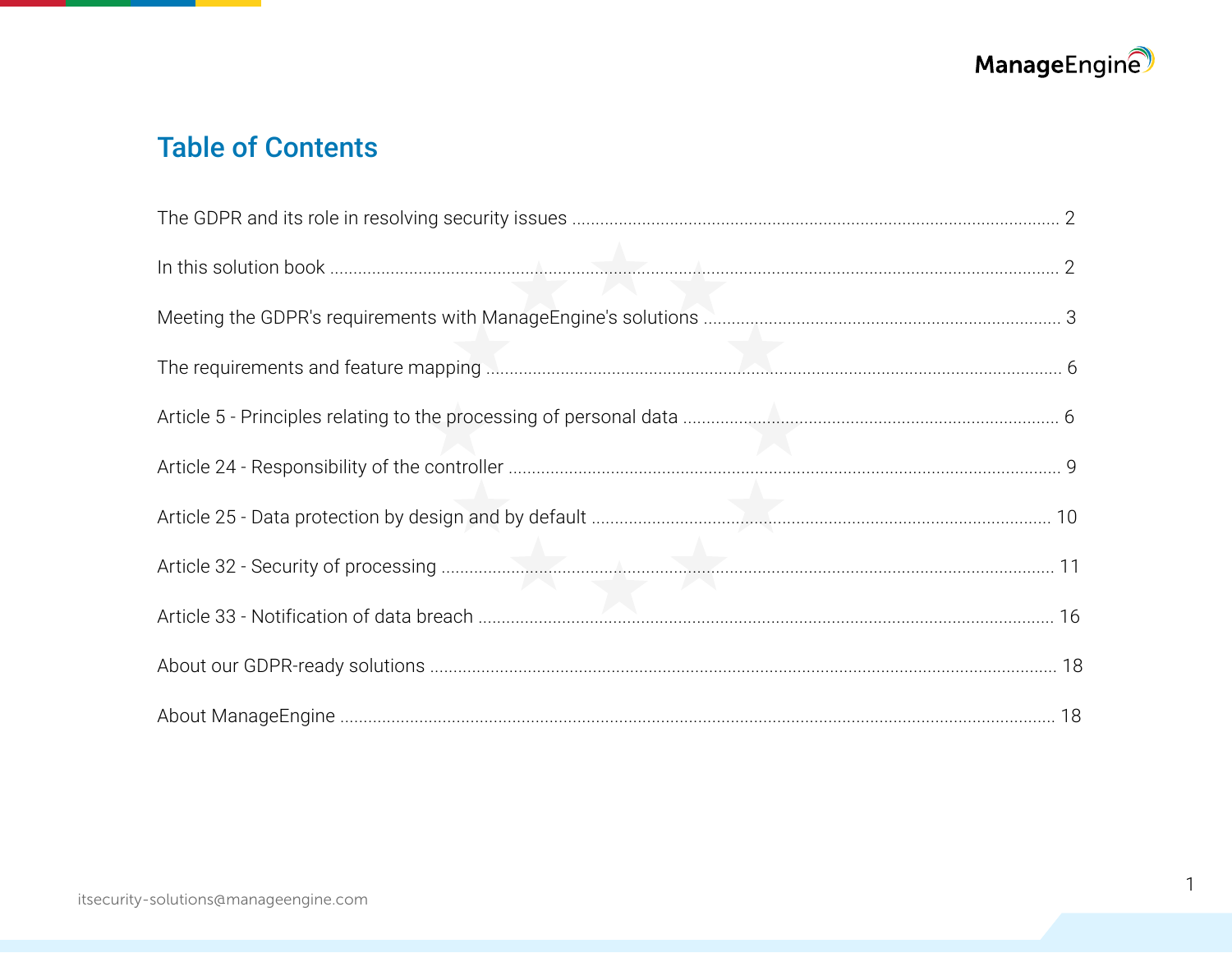# Table of Contents

The GDPR and its role in resolving security issues ........................................ 2

In this solution book ........................................ 2

Meeting the GDPR's requirements with ManageEngine's solutions ........................................ 3

The requirements and feature mapping ........................................ 6

Article 5 - Principles relating to the processing of personal data ........................................ 6

Article 24 - Responsibility of the controller ........................................ 9

Article 25 - Data protection by design and by default ........................................ 10

Article 32 - Security of processing ........................................ 11

Article 33 - Notification of data breach ........................................ 16

About our GDPR-ready solutions ........................................ 18

About ManageEngine ........................................ 18

itsecurity-solutions@manageengine.com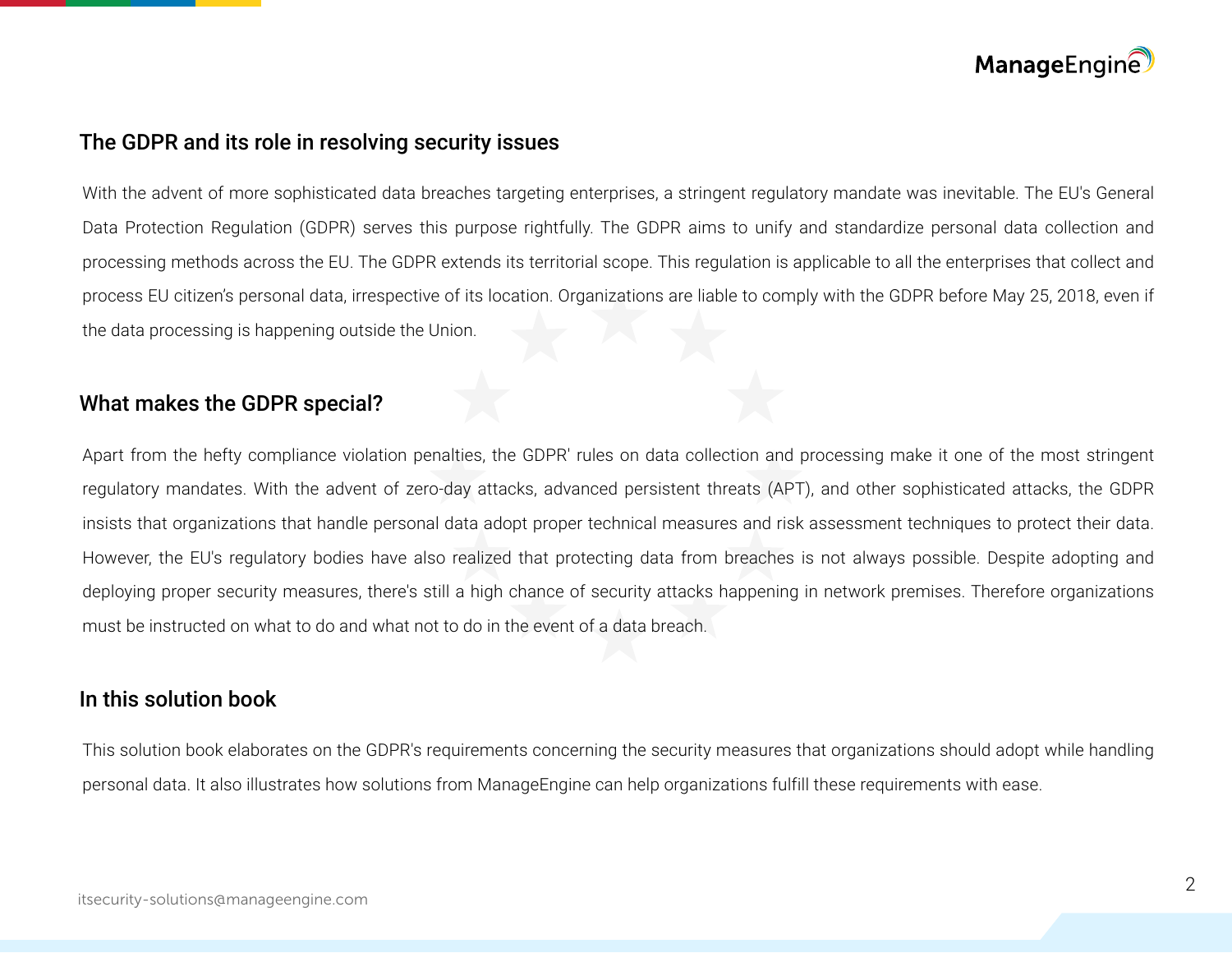## The GDPR and its role in resolving security issues

With the advent of more sophisticated data breaches targeting enterprises, a stringent regulatory mandate was inevitable. The EU's General Data Protection Regulation (GDPR) serves this purpose rightfully. The GDPR aims to unify and standardize personal data collection and processing methods across the EU. The GDPR extends its territorial scope. This regulation is applicable to all the enterprises that collect and process EU citizen's personal data, irrespective of its location. Organizations are liable to comply with the GDPR before May 25, 2018, even if the data processing is happening outside the Union.

## What makes the GDPR special?

Apart from the hefty compliance violation penalties, the GDPR' rules on data collection and processing make it one of the most stringent regulatory mandates. With the advent of zero-day attacks, advanced persistent threats (APT), and other sophisticated attacks, the GDPR insists that organizations that handle personal data adopt proper technical measures and risk assessment techniques to protect their data. However, the EU's regulatory bodies have also realized that protecting data from breaches is not always possible. Despite adopting and deploying proper security measures, there's still a high chance of security attacks happening in network premises. Therefore organizations must be instructed on what to do and what not to do in the event of a data breach.

## In this solution book

This solution book elaborates on the GDPR's requirements concerning the security measures that organizations should adopt while handling personal data. It also illustrates how solutions from ManageEngine can help organizations fulfill these requirements with ease.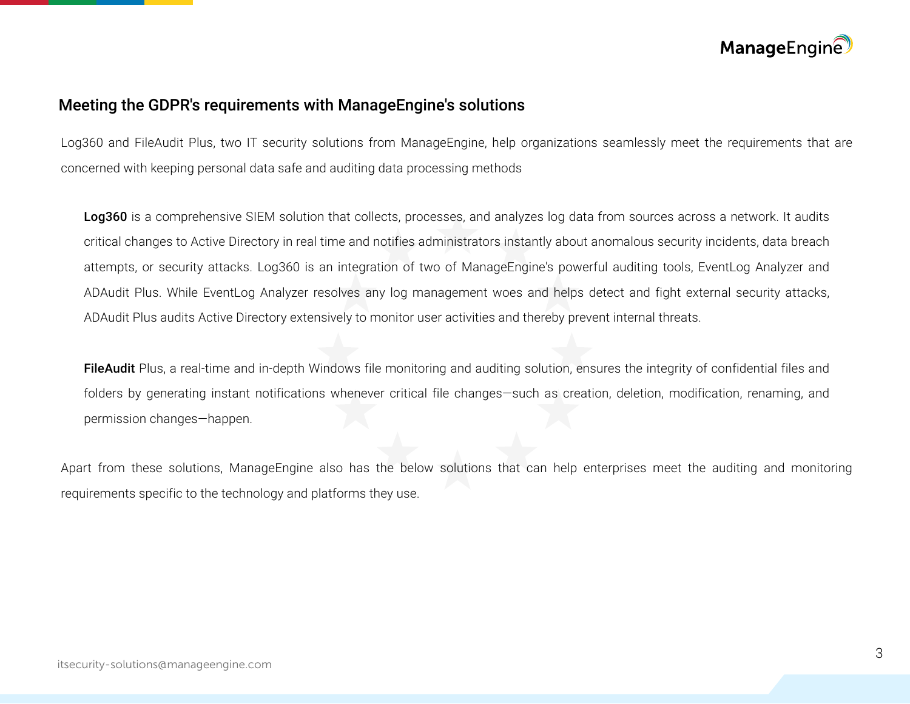## Meeting the GDPR's requirements with ManageEngine's solutions

Log360 and FileAudit Plus, two IT security solutions from ManageEngine, help organizations seamlessly meet the requirements that are concerned with keeping personal data safe and auditing data processing methods

**Log360** is a comprehensive SIEM solution that collects, processes, and analyzes log data from sources across a network. It audits critical changes to Active Directory in real time and notifies administrators instantly about anomalous security incidents, data breach attempts, or security attacks. Log360 is an integration of two of ManageEngine's powerful auditing tools, EventLog Analyzer and ADAudit Plus. While EventLog Analyzer resolves any log management woes and helps detect and fight external security attacks, ADAudit Plus audits Active Directory extensively to monitor user activities and thereby prevent internal threats.

**FileAudit** Plus, a real-time and in-depth Windows file monitoring and auditing solution, ensures the integrity of confidential files and folders by generating instant notifications whenever critical file changes—such as creation, deletion, modification, renaming, and permission changes—happen.

Apart from these solutions, ManageEngine also has the below solutions that can help enterprises meet the auditing and monitoring requirements specific to the technology and platforms they use.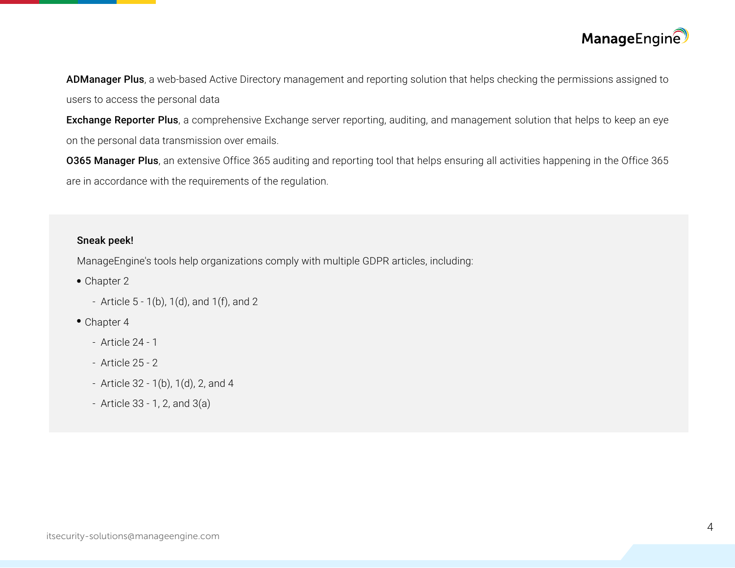**ADManager Plus**, a web-based Active Directory management and reporting solution that helps checking the permissions assigned to users to access the personal data

**Exchange Reporter Plus**, a comprehensive Exchange server reporting, auditing, and management solution that helps to keep an eye on the personal data transmission over emails.

**O365 Manager Plus**, an extensive Office 365 auditing and reporting tool that helps ensuring all activities happening in the Office 365 are in accordance with the requirements of the regulation.

**Sneak peek!**

ManageEngine's tools help organizations comply with multiple GDPR articles, including:

- Chapter 2
  - Article 5 - 1(b), 1(d), and 1(f), and 2
- Chapter 4
  - Article 24 - 1
  - Article 25 - 2
  - Article 32 - 1(b), 1(d), 2, and 4
  - Article 33 - 1, 2, and 3(a)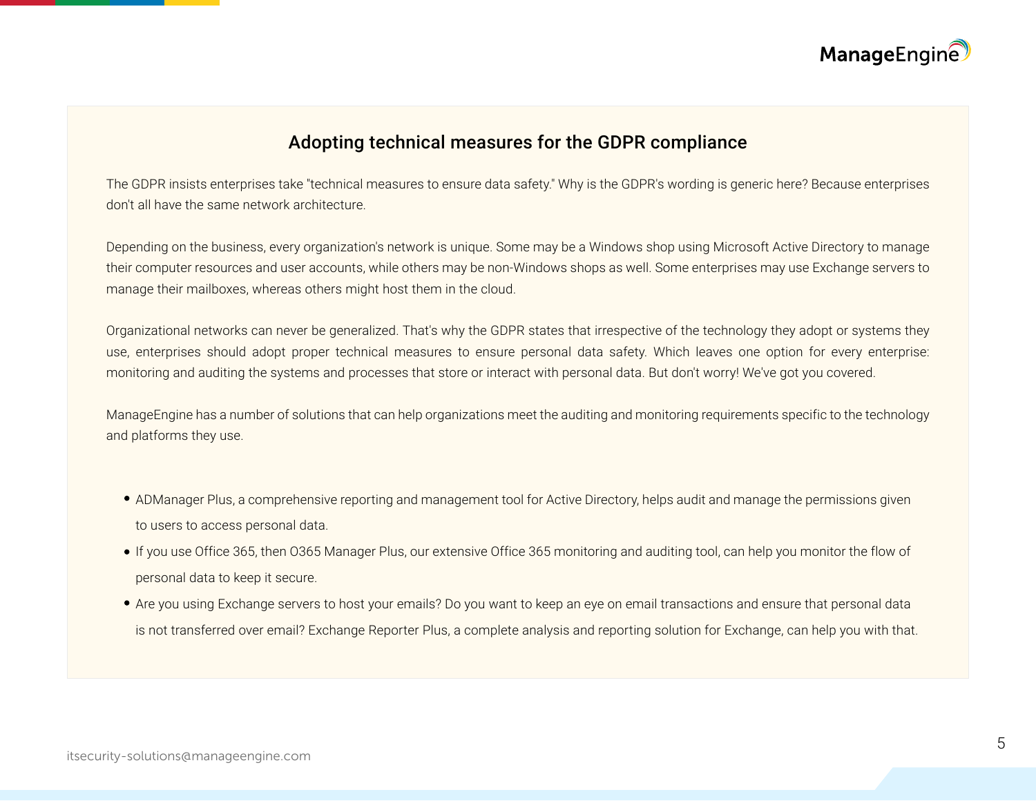## Adopting technical measures for the GDPR compliance

The GDPR insists enterprises take "technical measures to ensure data safety." Why is the GDPR's wording is generic here? Because enterprises don't all have the same network architecture.

Depending on the business, every organization's network is unique. Some may be a Windows shop using Microsoft Active Directory to manage their computer resources and user accounts, while others may be non-Windows shops as well. Some enterprises may use Exchange servers to manage their mailboxes, whereas others might host them in the cloud.

Organizational networks can never be generalized. That's why the GDPR states that irrespective of the technology they adopt or systems they use, enterprises should adopt proper technical measures to ensure personal data safety. Which leaves one option for every enterprise: monitoring and auditing the systems and processes that store or interact with personal data. But don't worry! We've got you covered.

ManageEngine has a number of solutions that can help organizations meet the auditing and monitoring requirements specific to the technology and platforms they use.

- ADManager Plus, a comprehensive reporting and management tool for Active Directory, helps audit and manage the permissions given to users to access personal data.
- If you use Office 365, then O365 Manager Plus, our extensive Office 365 monitoring and auditing tool, can help you monitor the flow of personal data to keep it secure.
- Are you using Exchange servers to host your emails? Do you want to keep an eye on email transactions and ensure that personal data is not transferred over email? Exchange Reporter Plus, a complete analysis and reporting solution for Exchange, can help you with that.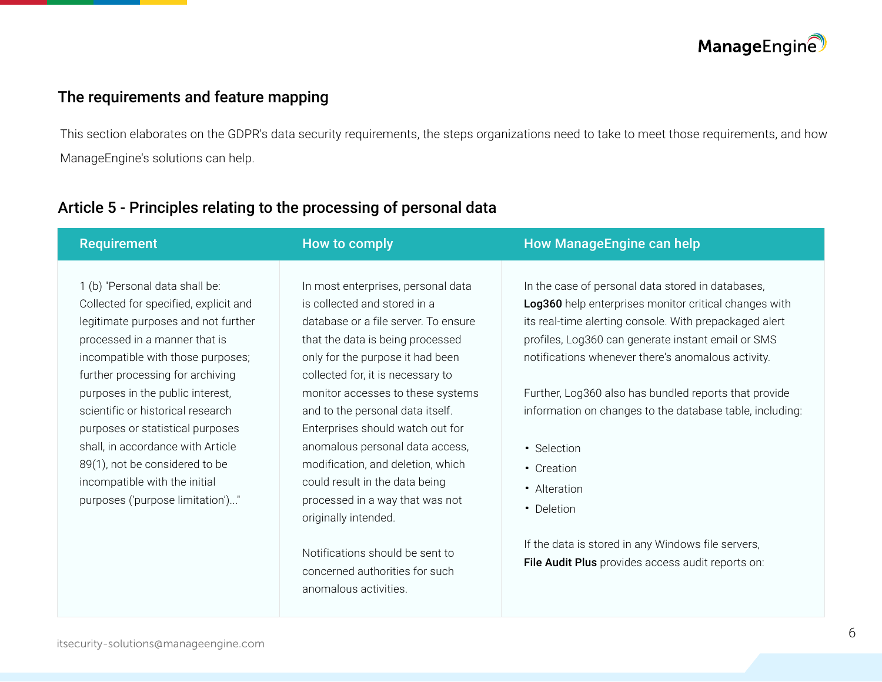## The requirements and feature mapping

This section elaborates on the GDPR's data security requirements, the steps organizations need to take to meet those requirements, and how ManageEngine's solutions can help.

## Article 5 - Principles relating to the processing of personal data

| Requirement | How to comply | How ManageEngine can help |
|---|---|---|
| 1 (b) "Personal data shall be: Collected for specified, explicit and legitimate purposes and not further processed in a manner that is incompatible with those purposes; further processing for archiving purposes in the public interest, scientific or historical research purposes or statistical purposes shall, in accordance with Article 89(1), not be considered to be incompatible with the initial purposes ('purpose limitation')..." | In most enterprises, personal data is collected and stored in a database or a file server. To ensure that the data is being processed only for the purpose it had been collected for, it is necessary to monitor accesses to these systems and to the personal data itself. Enterprises should watch out for anomalous personal data access, modification, and deletion, which could result in the data being processed in a way that was not originally intended.<br><br>Notifications should be sent to concerned authorities for such anomalous activities. | In the case of personal data stored in databases, **Log360** help enterprises monitor critical changes with its real-time alerting console. With prepackaged alert profiles, Log360 can generate instant email or SMS notifications whenever there's anomalous activity.<br><br>Further, Log360 also has bundled reports that provide information on changes to the database table, including:<br><br>• Selection<br>• Creation<br>• Alteration<br>• Deletion<br><br>If the data is stored in any Windows file servers, **File Audit Plus** provides access audit reports on: |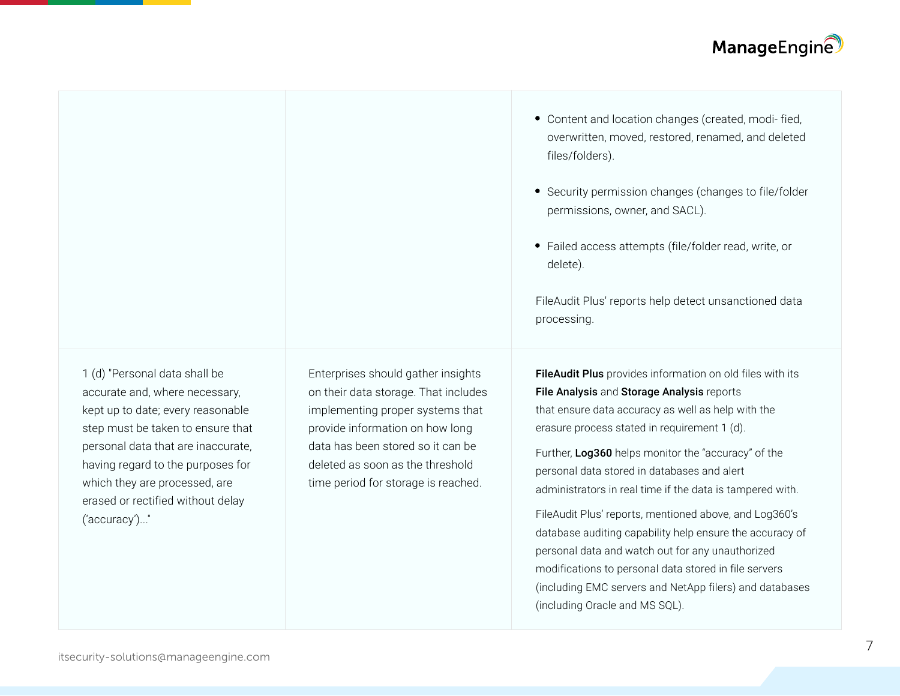|  |  |  |
|---|---|---|
|  |  | • Content and location changes (created, modi- fied, overwritten, moved, restored, renamed, and deleted files/folders).<br><br>• Security permission changes (changes to file/folder permissions, owner, and SACL).<br><br>• Failed access attempts (file/folder read, write, or delete).<br><br>FileAudit Plus' reports help detect unsanctioned data processing. |
| 1 (d) "Personal data shall be accurate and, where necessary, kept up to date; every reasonable step must be taken to ensure that personal data that are inaccurate, having regard to the purposes for which they are processed, are erased or rectified without delay ('accuracy')..." | Enterprises should gather insights on their data storage. That includes implementing proper systems that provide information on how long data has been stored so it can be deleted as soon as the threshold time period for storage is reached. | **FileAudit Plus** provides information on old files with its **File Analysis** and **Storage Analysis** reports that ensure data accuracy as well as help with the erasure process stated in requirement 1 (d).<br><br>Further, **Log360** helps monitor the "accuracy" of the personal data stored in databases and alert administrators in real time if the data is tampered with.<br><br>FileAudit Plus' reports, mentioned above, and Log360's database auditing capability help ensure the accuracy of personal data and watch out for any unauthorized modifications to personal data stored in file servers (including EMC servers and NetApp filers) and databases (including Oracle and MS SQL). |

itsecurity-solutions@manageengine.com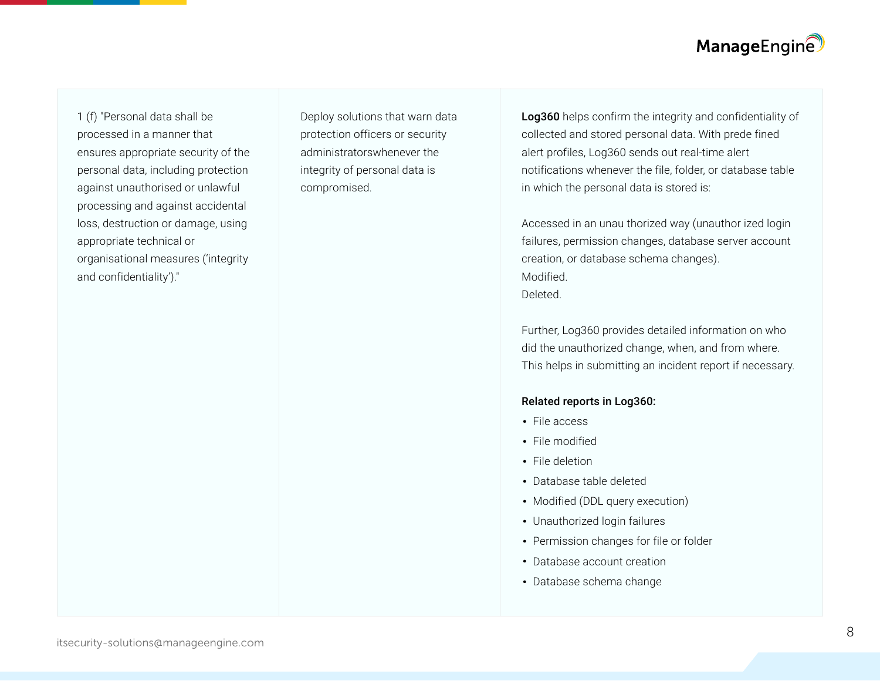| | | |
|---|---|---|
| 1 (f) "Personal data shall be processed in a manner that ensures appropriate security of the personal data, including protection against unauthorised or unlawful processing and against accidental loss, destruction or damage, using appropriate technical or organisational measures ('integrity and confidentiality')." | Deploy solutions that warn data protection officers or security administratorswhenever the integrity of personal data is compromised. | **Log360** helps confirm the integrity and confidentiality of collected and stored personal data. With prede fined alert profiles, Log360 sends out real-time alert notifications whenever the file, folder, or database table in which the personal data is stored is:<br><br>Accessed in an unau thorized way (unauthor ized login failures, permission changes, database server account creation, or database schema changes).<br>Modified.<br>Deleted.<br><br>Further, Log360 provides detailed information on who did the unauthorized change, when, and from where. This helps in submitting an incident report if necessary.<br><br>**Related reports in Log360:**<br>• File access<br>• File modified<br>• File deletion<br>• Database table deleted<br>• Modified (DDL query execution)<br>• Unauthorized login failures<br>• Permission changes for file or folder<br>• Database account creation<br>• Database schema change |

itsecurity-solutions@manageengine.com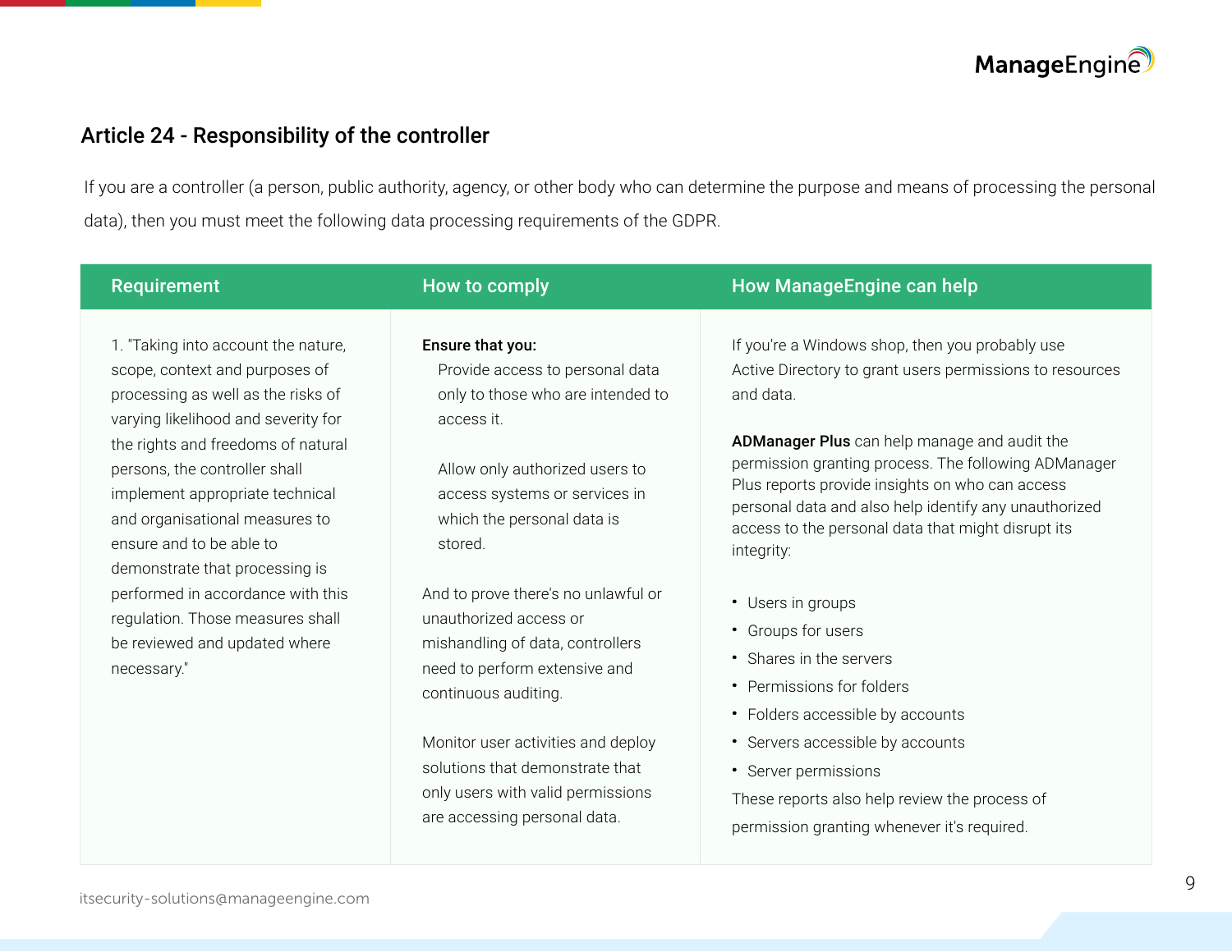## Article 24 - Responsibility of the controller

If you are a controller (a person, public authority, agency, or other body who can determine the purpose and means of processing the personal data), then you must meet the following data processing requirements of the GDPR.

| Requirement | How to comply | How ManageEngine can help |
| --- | --- | --- |
| 1. "Taking into account the nature, scope, context and purposes of processing as well as the risks of varying likelihood and severity for the rights and freedoms of natural persons, the controller shall implement appropriate technical and organisational measures to ensure and to be able to demonstrate that processing is performed in accordance with this regulation. Those measures shall be reviewed and updated where necessary." | **Ensure that you:**<br>Provide access to personal data only to those who are intended to access it.<br><br>Allow only authorized users to access systems or services in which the personal data is stored.<br><br>And to prove there's no unlawful or unauthorized access or mishandling of data, controllers need to perform extensive and continuous auditing.<br><br>Monitor user activities and deploy solutions that demonstrate that only users with valid permissions are accessing personal data. | If you're a Windows shop, then you probably use Active Directory to grant users permissions to resources and data.<br><br>**ADManager Plus** can help manage and audit the permission granting process. The following ADManager Plus reports provide insights on who can access personal data and also help identify any unauthorized access to the personal data that might disrupt its integrity:<br><br>• Users in groups<br>• Groups for users<br>• Shares in the servers<br>• Permissions for folders<br>• Folders accessible by accounts<br>• Servers accessible by accounts<br>• Server permissions<br><br>These reports also help review the process of permission granting whenever it's required. |

itsecurity-solutions@manageengine.com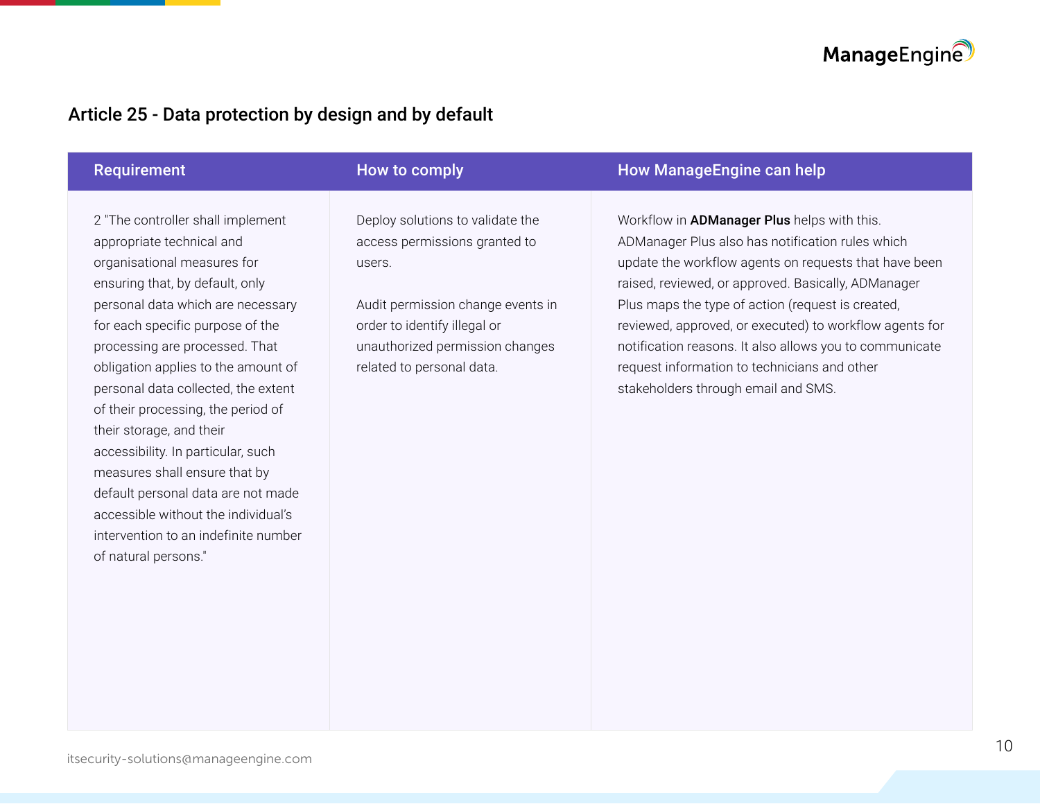## Article 25 - Data protection by design and by default

| Requirement | How to comply | How ManageEngine can help |
| --- | --- | --- |
| 2 "The controller shall implement appropriate technical and organisational measures for ensuring that, by default, only personal data which are necessary for each specific purpose of the processing are processed. That obligation applies to the amount of personal data collected, the extent of their processing, the period of their storage, and their accessibility. In particular, such measures shall ensure that by default personal data are not made accessible without the individual's intervention to an indefinite number of natural persons." | Deploy solutions to validate the access permissions granted to users.<br><br>Audit permission change events in order to identify illegal or unauthorized permission changes related to personal data. | Workflow in **ADManager Plus** helps with this. ADManager Plus also has notification rules which update the workflow agents on requests that have been raised, reviewed, or approved. Basically, ADManager Plus maps the type of action (request is created, reviewed, approved, or executed) to workflow agents for notification reasons. It also allows you to communicate request information to technicians and other stakeholders through email and SMS. |

itsecurity-solutions@manageengine.com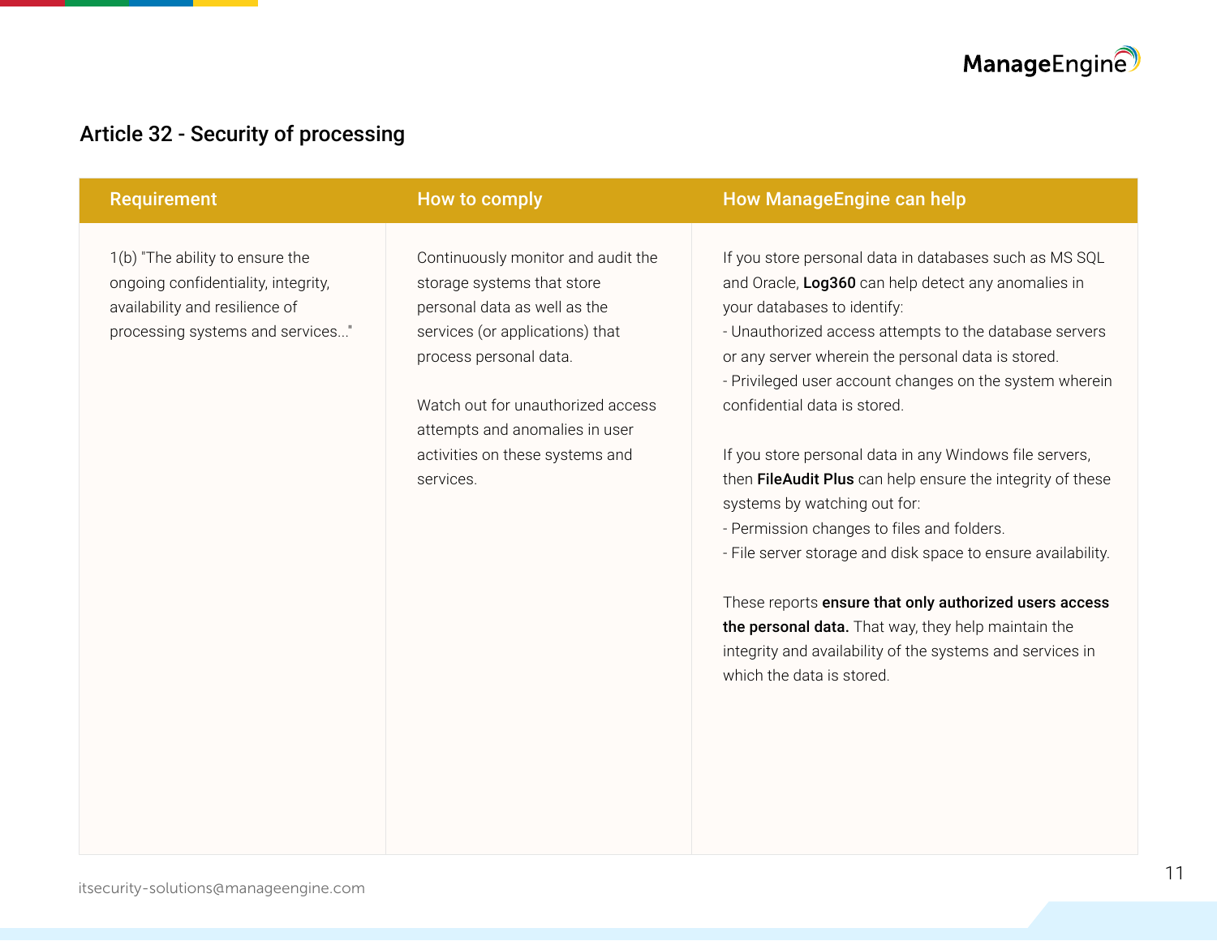## Article 32 - Security of processing

| Requirement | How to comply | How ManageEngine can help |
|---|---|---|
| 1(b) "The ability to ensure the ongoing confidentiality, integrity, availability and resilience of processing systems and services..." | Continuously monitor and audit the storage systems that store personal data as well as the services (or applications) that process personal data.<br><br>Watch out for unauthorized access attempts and anomalies in user activities on these systems and services. | If you store personal data in databases such as MS SQL and Oracle, **Log360** can help detect any anomalies in your databases to identify:<br>- Unauthorized access attempts to the database servers or any server wherein the personal data is stored.<br>- Privileged user account changes on the system wherein confidential data is stored.<br><br>If you store personal data in any Windows file servers, then **FileAudit Plus** can help ensure the integrity of these systems by watching out for:<br>- Permission changes to files and folders.<br>- File server storage and disk space to ensure availability.<br><br>These reports **ensure that only authorized users access the personal data.** That way, they help maintain the integrity and availability of the systems and services in which the data is stored. |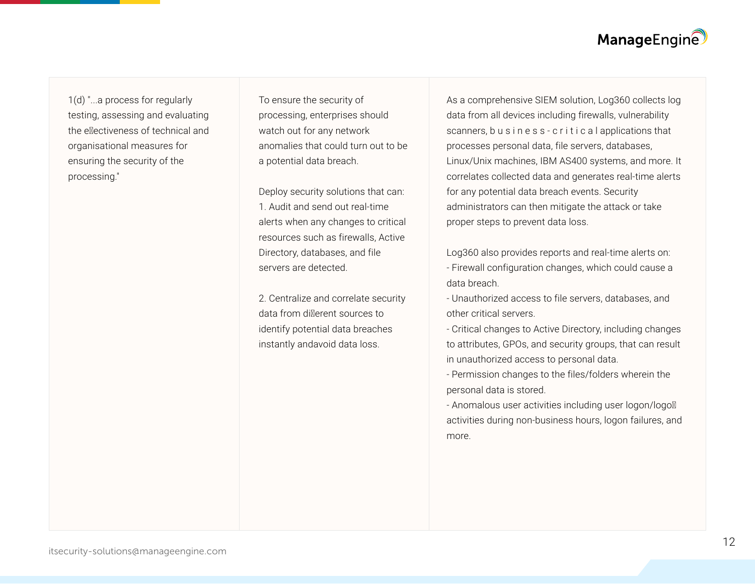| | | |
|---|---|---|
| 1(d) "...a process for regularly testing, assessing and evaluating the effectiveness of technical and organisational measures for ensuring the security of the processing." | To ensure the security of processing, enterprises should watch out for any network anomalies that could turn out to be a potential data breach.<br><br>Deploy security solutions that can:<br>1. Audit and send out real-time alerts when any changes to critical resources such as firewalls, Active Directory, databases, and file servers are detected.<br><br>2. Centralize and correlate security data from different sources to identify potential data breaches instantly andavoid data loss. | As a comprehensive SIEM solution, Log360 collects log data from all devices including firewalls, vulnerability scanners, business-critical applications that processes personal data, file servers, databases, Linux/Unix machines, IBM AS400 systems, and more. It correlates collected data and generates real-time alerts for any potential data breach events. Security administrators can then mitigate the attack or take proper steps to prevent data loss.<br><br>Log360 also provides reports and real-time alerts on:<br>- Firewall configuration changes, which could cause a data breach.<br>- Unauthorized access to file servers, databases, and other critical servers.<br>- Critical changes to Active Directory, including changes to attributes, GPOs, and security groups, that can result in unauthorized access to personal data.<br>- Permission changes to the files/folders wherein the personal data is stored.<br>- Anomalous user activities including user logon/logoff activities during non-business hours, logon failures, and more. |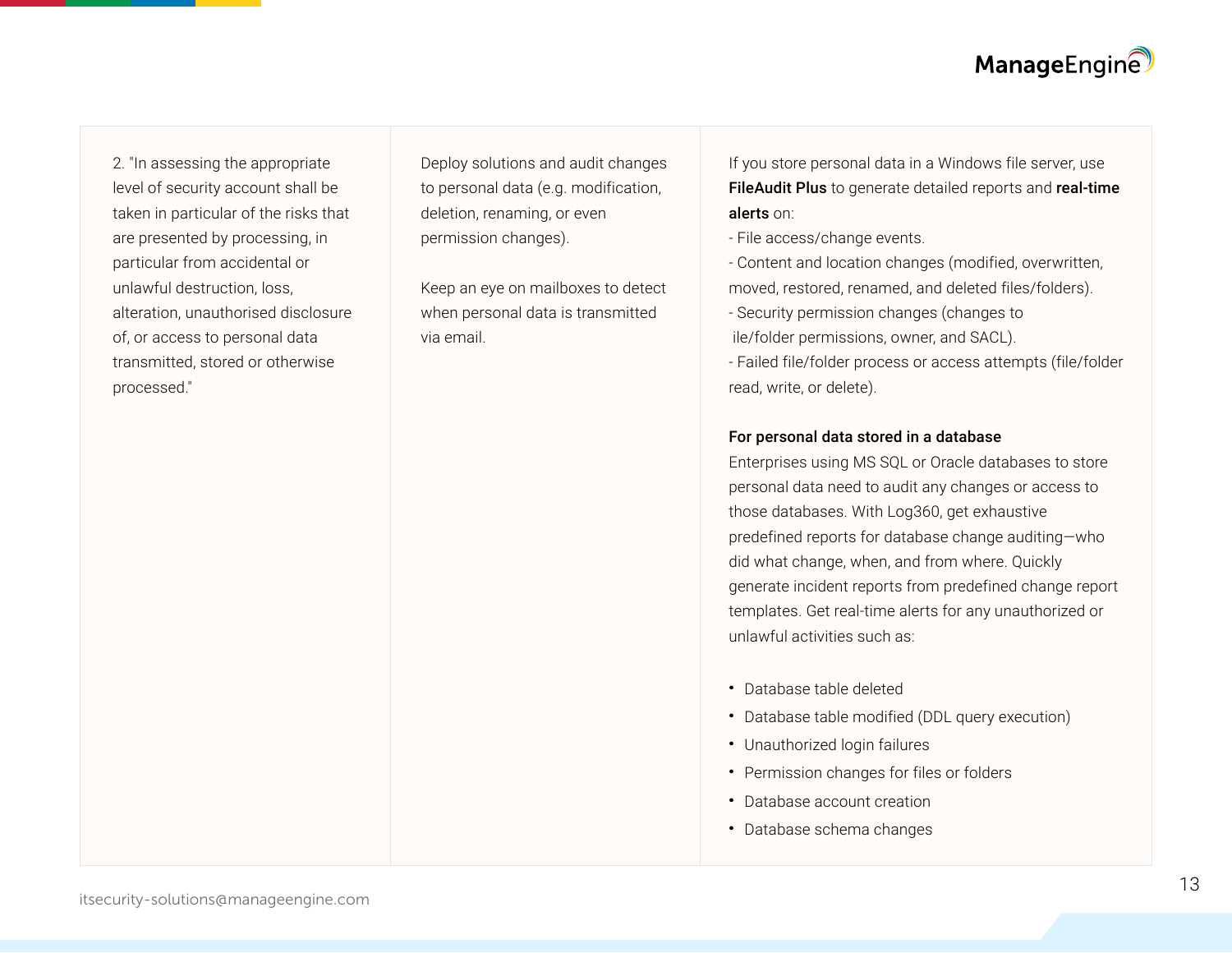| | | |
|---|---|---|
| 2. "In assessing the appropriate level of security account shall be taken in particular of the risks that are presented by processing, in particular from accidental or unlawful destruction, loss, alteration, unauthorised disclosure of, or access to personal data transmitted, stored or otherwise processed." | Deploy solutions and audit changes to personal data (e.g. modification, deletion, renaming, or even permission changes).<br><br>Keep an eye on mailboxes to detect when personal data is transmitted via email. | If you store personal data in a Windows file server, use **FileAudit Plus** to generate detailed reports and **real-time alerts** on:<br>- File access/change events.<br>- Content and location changes (modified, overwritten, moved, restored, renamed, and deleted files/folders).<br>- Security permission changes (changes to ile/folder permissions, owner, and SACL).<br>- Failed file/folder process or access attempts (file/folder read, write, or delete).<br><br>**For personal data stored in a database**<br>Enterprises using MS SQL or Oracle databases to store personal data need to audit any changes or access to those databases. With Log360, get exhaustive predefined reports for database change auditing—who did what change, when, and from where. Quickly generate incident reports from predefined change report templates. Get real-time alerts for any unauthorized or unlawful activities such as:<br><br>• Database table deleted<br>• Database table modified (DDL query execution)<br>• Unauthorized login failures<br>• Permission changes for files or folders<br>• Database account creation<br>• Database schema changes |

itsecurity-solutions@manageengine.com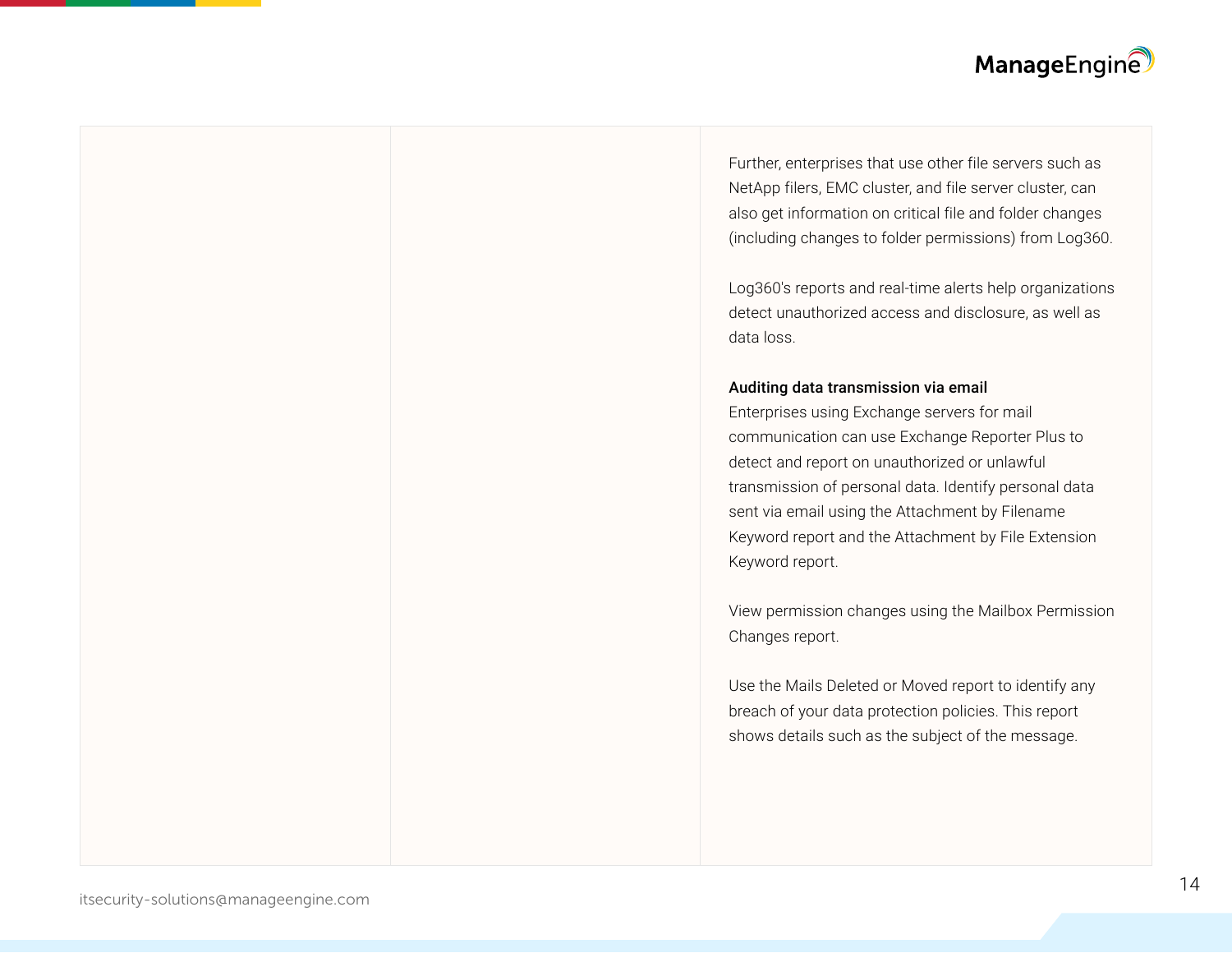Further, enterprises that use other file servers such as NetApp filers, EMC cluster, and file server cluster, can also get information on critical file and folder changes (including changes to folder permissions) from Log360.

Log360's reports and real-time alerts help organizations detect unauthorized access and disclosure, as well as data loss.

**Auditing data transmission via email**

Enterprises using Exchange servers for mail communication can use Exchange Reporter Plus to detect and report on unauthorized or unlawful transmission of personal data. Identify personal data sent via email using the Attachment by Filename Keyword report and the Attachment by File Extension Keyword report.

View permission changes using the Mailbox Permission Changes report.

Use the Mails Deleted or Moved report to identify any breach of your data protection policies. This report shows details such as the subject of the message.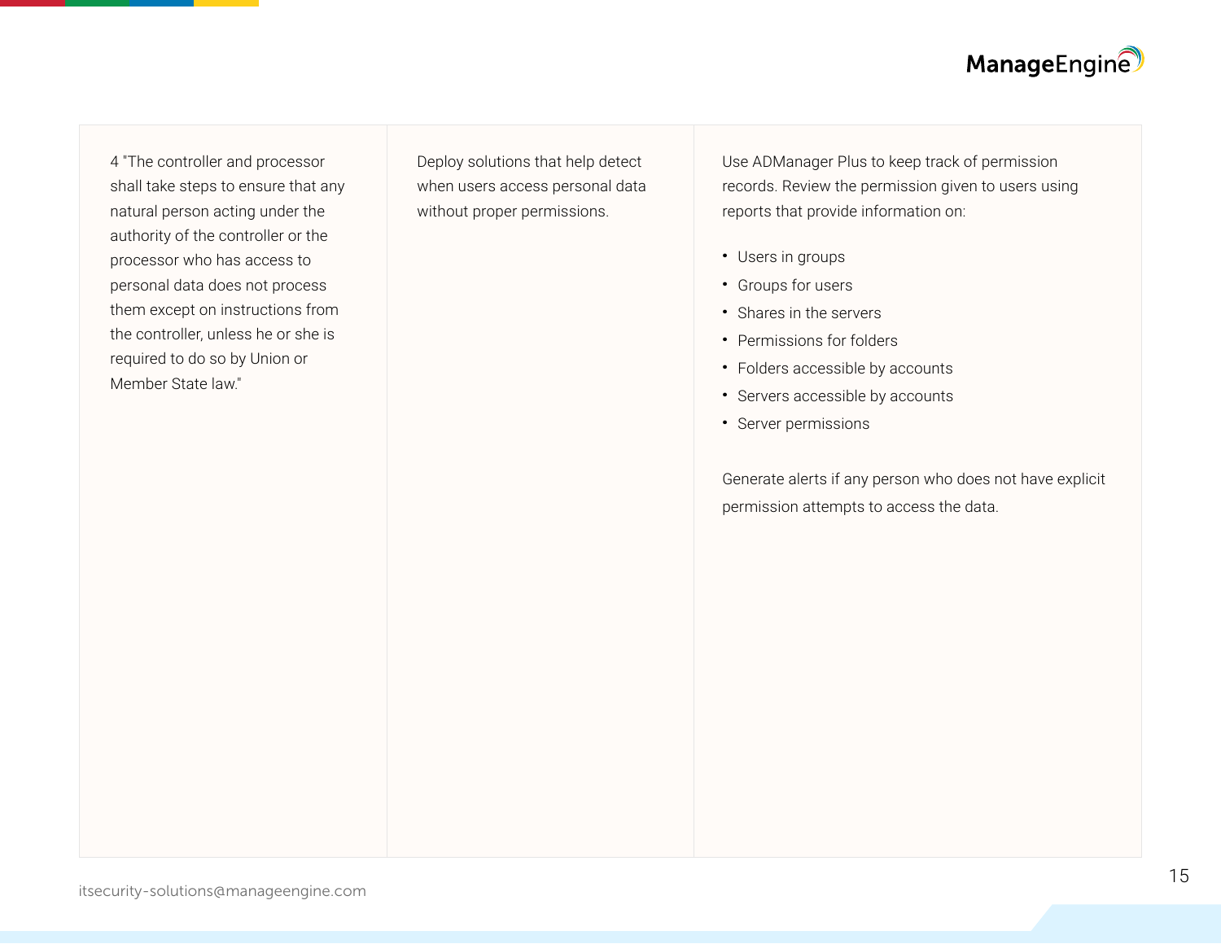| | | |
|---|---|---|
| 4 "The controller and processor shall take steps to ensure that any natural person acting under the authority of the controller or the processor who has access to personal data does not process them except on instructions from the controller, unless he or she is required to do so by Union or Member State law." | Deploy solutions that help detect when users access personal data without proper permissions. | Use ADManager Plus to keep track of permission records. Review the permission given to users using reports that provide information on:<br>• Users in groups<br>• Groups for users<br>• Shares in the servers<br>• Permissions for folders<br>• Folders accessible by accounts<br>• Servers accessible by accounts<br>• Server permissions<br><br>Generate alerts if any person who does not have explicit permission attempts to access the data. |

itsecurity-solutions@manageengine.com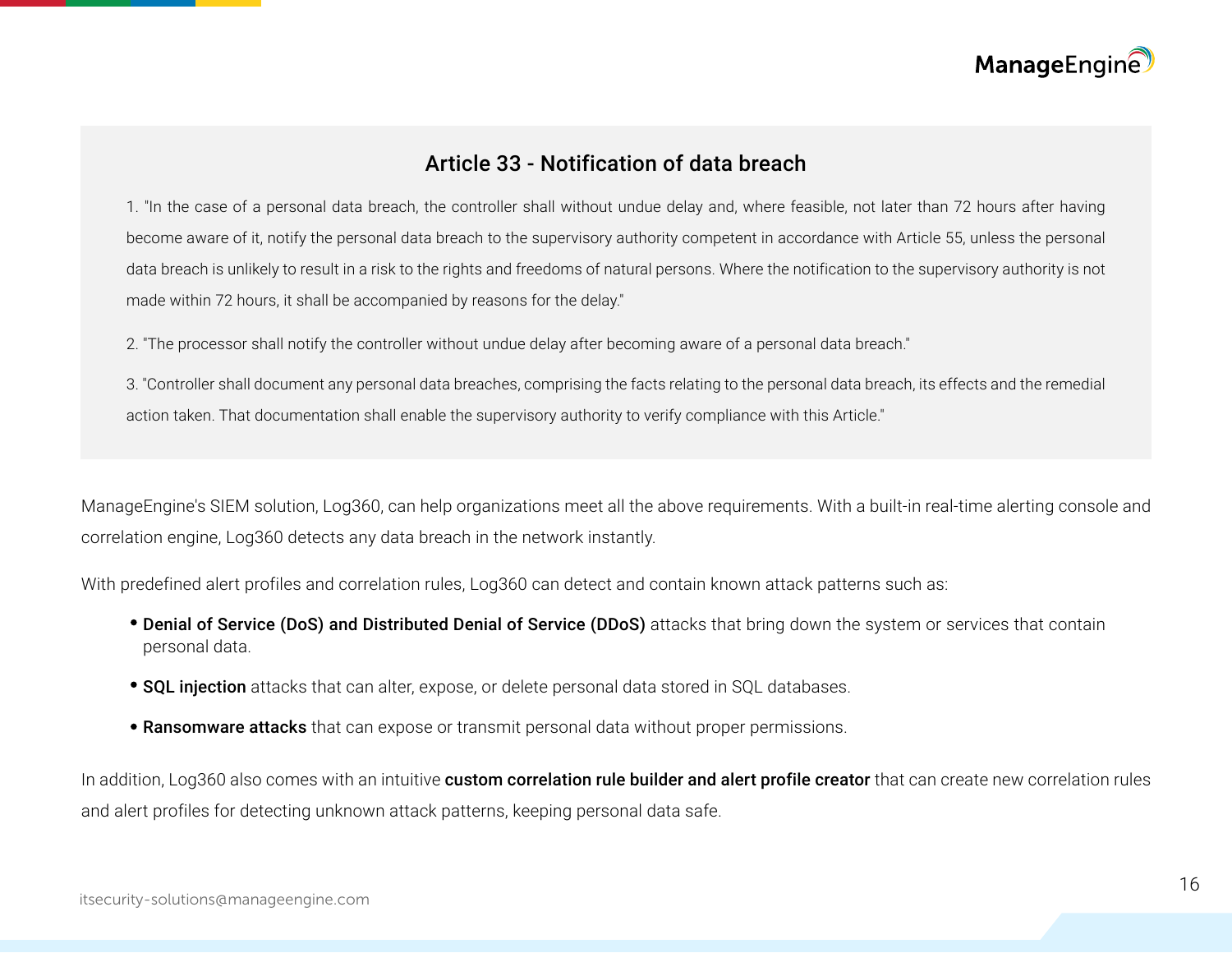## Article 33 - Notification of data breach

1. "In the case of a personal data breach, the controller shall without undue delay and, where feasible, not later than 72 hours after having become aware of it, notify the personal data breach to the supervisory authority competent in accordance with Article 55, unless the personal data breach is unlikely to result in a risk to the rights and freedoms of natural persons. Where the notification to the supervisory authority is not made within 72 hours, it shall be accompanied by reasons for the delay."

2. "The processor shall notify the controller without undue delay after becoming aware of a personal data breach."

3. "Controller shall document any personal data breaches, comprising the facts relating to the personal data breach, its effects and the remedial action taken. That documentation shall enable the supervisory authority to verify compliance with this Article."

ManageEngine's SIEM solution, Log360, can help organizations meet all the above requirements. With a built-in real-time alerting console and correlation engine, Log360 detects any data breach in the network instantly.

With predefined alert profiles and correlation rules, Log360 can detect and contain known attack patterns such as:

- **Denial of Service (DoS) and Distributed Denial of Service (DDoS)** attacks that bring down the system or services that contain personal data.
- **SQL injection** attacks that can alter, expose, or delete personal data stored in SQL databases.
- **Ransomware attacks** that can expose or transmit personal data without proper permissions.

In addition, Log360 also comes with an intuitive **custom correlation rule builder and alert profile creator** that can create new correlation rules and alert profiles for detecting unknown attack patterns, keeping personal data safe.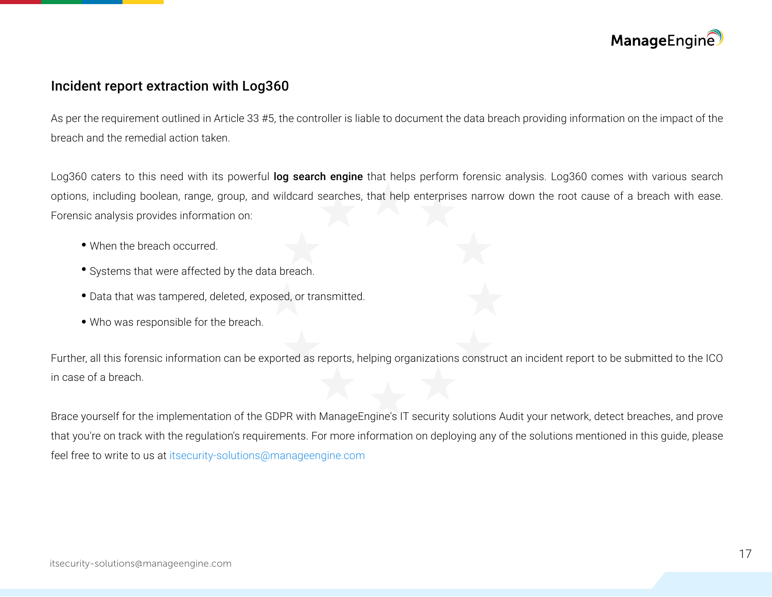## Incident report extraction with Log360

As per the requirement outlined in Article 33 #5, the controller is liable to document the data breach providing information on the impact of the breach and the remedial action taken.

Log360 caters to this need with its powerful **log search engine** that helps perform forensic analysis. Log360 comes with various search options, including boolean, range, group, and wildcard searches, that help enterprises narrow down the root cause of a breach with ease. Forensic analysis provides information on:

- When the breach occurred.
- Systems that were affected by the data breach.
- Data that was tampered, deleted, exposed, or transmitted.
- Who was responsible for the breach.

Further, all this forensic information can be exported as reports, helping organizations construct an incident report to be submitted to the ICO in case of a breach.

Brace yourself for the implementation of the GDPR with ManageEngine's IT security solutions Audit your network, detect breaches, and prove that you're on track with the regulation's requirements. For more information on deploying any of the solutions mentioned in this guide, please feel free to write to us at itsecurity-solutions@manageengine.com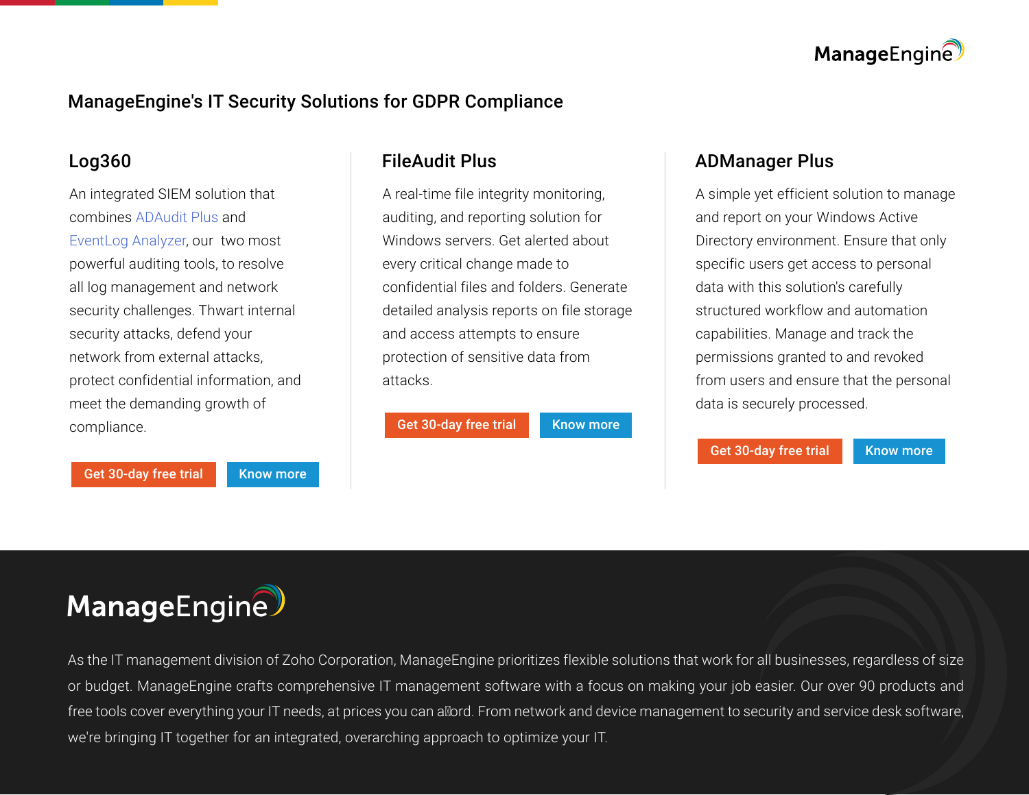ManageEngine

## ManageEngine's IT Security Solutions for GDPR Compliance

### Log360

An integrated SIEM solution that combines ADAudit Plus and EventLog Analyzer, our two most powerful auditing tools, to resolve all log management and network security challenges. Thwart internal security attacks, defend your network from external attacks, protect confidential information, and meet the demanding growth of compliance.

Get 30-day free trial | Know more

### FileAudit Plus

A real-time file integrity monitoring, auditing, and reporting solution for Windows servers. Get alerted about every critical change made to confidential files and folders. Generate detailed analysis reports on file storage and access attempts to ensure protection of sensitive data from attacks.

Get 30-day free trial | Know more

### ADManager Plus

A simple yet efficient solution to manage and report on your Windows Active Directory environment. Ensure that only specific users get access to personal data with this solution's carefully structured workflow and automation capabilities. Manage and track the permissions granted to and revoked from users and ensure that the personal data is securely processed.

Get 30-day free trial | Know more

ManageEngine

As the IT management division of Zoho Corporation, ManageEngine prioritizes flexible solutions that work for all businesses, regardless of size or budget. ManageEngine crafts comprehensive IT management software with a focus on making your job easier. Our over 90 products and free tools cover everything your IT needs, at prices you can afford. From network and device management to security and service desk software, we're bringing IT together for an integrated, overarching approach to optimize your IT.